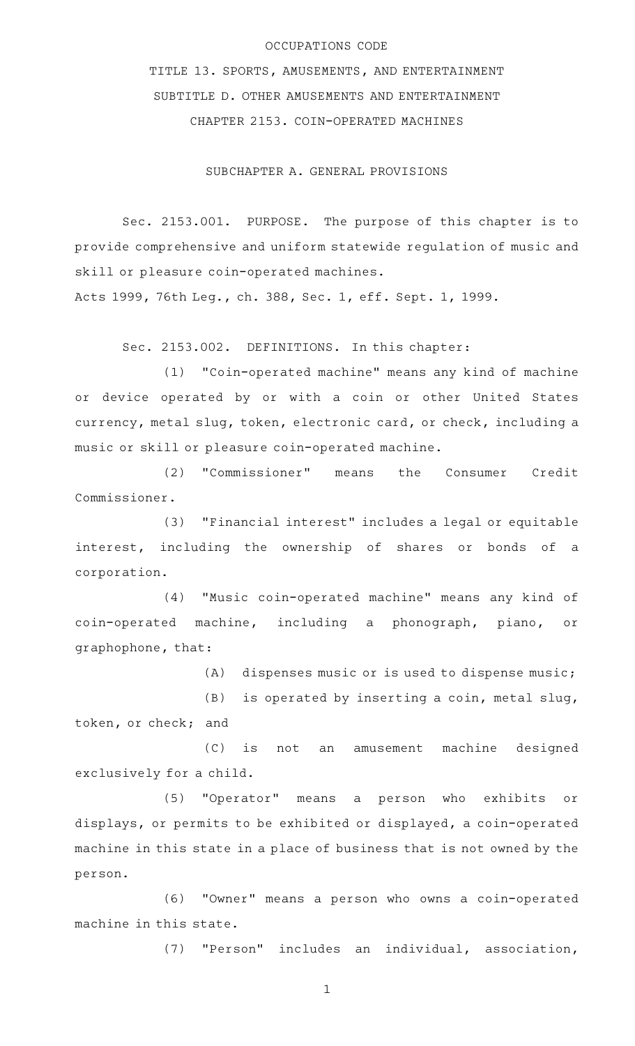OCCUPATIONS CODE

TITLE 13. SPORTS, AMUSEMENTS, AND ENTERTAINMENT

SUBTITLE D. OTHER AMUSEMENTS AND ENTERTAINMENT

CHAPTER 2153. COIN-OPERATED MACHINES

SUBCHAPTER A. GENERAL PROVISIONS

Sec. 2153.001. PURPOSE. The purpose of this chapter is to provide comprehensive and uniform statewide regulation of music and skill or pleasure coin-operated machines.

Acts 1999, 76th Leg., ch. 388, Sec. 1, eff. Sept. 1, 1999.

Sec. 2153.002. DEFINITIONS. In this chapter:

(1) "Coin-operated machine" means any kind of machine or device operated by or with a coin or other United States currency, metal slug, token, electronic card, or check, including a music or skill or pleasure coin-operated machine.

(2) "Commissioner" means the Consumer Credit Commissioner.

(3) "Financial interest" includes a legal or equitable interest, including the ownership of shares or bonds of a corporation.

(4) "Music coin-operated machine" means any kind of coin-operated machine, including a phonograph, piano, or graphophone, that:

(A) dispenses music or is used to dispense music;

(B) is operated by inserting a coin, metal slug, token, or check; and

(C) is not an amusement machine designed exclusively for a child.

(5) "Operator" means a person who exhibits or displays, or permits to be exhibited or displayed, a coin-operated machine in this state in a place of business that is not owned by the person.

(6) "Owner" means a person who owns a coin-operated machine in this state.

(7) "Person" includes an individual, association,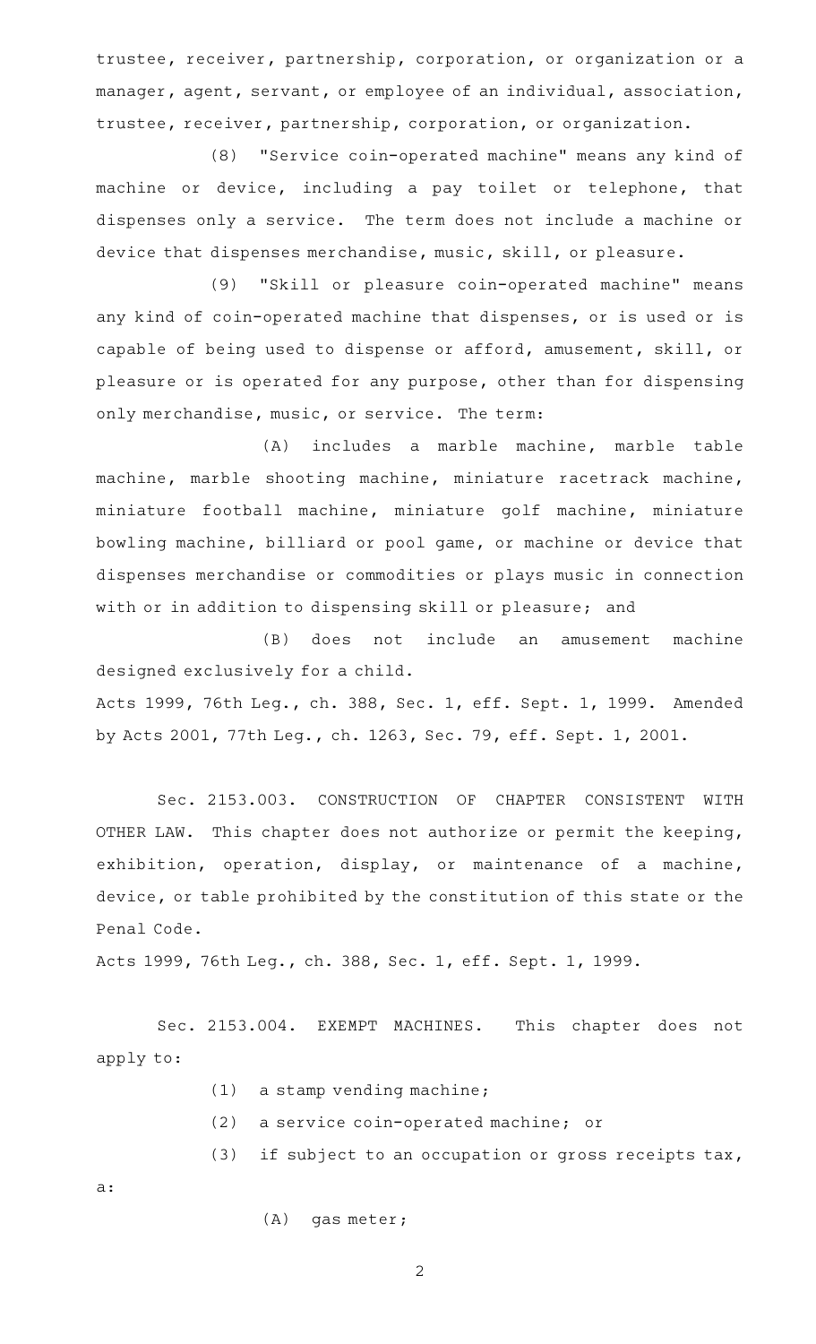trustee, receiver, partnership, corporation, or organization or a manager, agent, servant, or employee of an individual, association, trustee, receiver, partnership, corporation, or organization.

(8) "Service coin-operated machine" means any kind of machine or device, including a pay toilet or telephone, that dispenses only a service. The term does not include a machine or device that dispenses merchandise, music, skill, or pleasure.

(9) "Skill or pleasure coin-operated machine" means any kind of coin-operated machine that dispenses, or is used or is capable of being used to dispense or afford, amusement, skill, or pleasure or is operated for any purpose, other than for dispensing only merchandise, music, or service. The term:

(A) includes a marble machine, marble table machine, marble shooting machine, miniature racetrack machine, miniature football machine, miniature golf machine, miniature bowling machine, billiard or pool game, or machine or device that dispenses merchandise or commodities or plays music in connection with or in addition to dispensing skill or pleasure; and

(B) does not include an amusement machine designed exclusively for a child.

Acts 1999, 76th Leg., ch. 388, Sec. 1, eff. Sept. 1, 1999. Amended by Acts 2001, 77th Leg., ch. 1263, Sec. 79, eff. Sept. 1, 2001.

Sec. 2153.003. CONSTRUCTION OF CHAPTER CONSISTENT WITH OTHER LAW. This chapter does not authorize or permit the keeping, exhibition, operation, display, or maintenance of a machine, device, or table prohibited by the constitution of this state or the Penal Code.

Acts 1999, 76th Leg., ch. 388, Sec. 1, eff. Sept. 1, 1999.

Sec. 2153.004. EXEMPT MACHINES. This chapter does not apply to:

(1) a stamp vending machine;

(2) a service coin-operated machine; or

(3) if subject to an occupation or gross receipts tax, a:

(A) gas meter;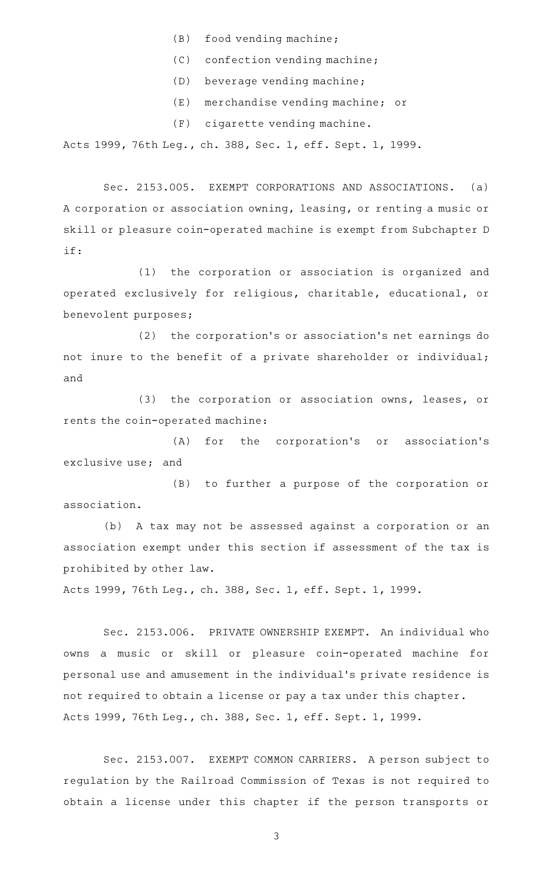(B) food vending machine;

(C) confection vending machine;

(D) beverage vending machine;

(E) merchandise vending machine; or

(F) cigarette vending machine.

Acts 1999, 76th Leg., ch. 388, Sec. 1, eff. Sept. 1, 1999.

Sec. 2153.005. EXEMPT CORPORATIONS AND ASSOCIATIONS. (a) A corporation or association owning, leasing, or renting a music or skill or pleasure coin-operated machine is exempt from Subchapter D if:

(1) the corporation or association is organized and operated exclusively for religious, charitable, educational, or benevolent purposes;

(2) the corporation's or association's net earnings do not inure to the benefit of a private shareholder or individual; and

(3) the corporation or association owns, leases, or rents the coin-operated machine:

(A) for the corporation's or association's exclusive use; and

(B) to further a purpose of the corporation or association.

(b) A tax may not be assessed against a corporation or an association exempt under this section if assessment of the tax is prohibited by other law.

Acts 1999, 76th Leg., ch. 388, Sec. 1, eff. Sept. 1, 1999.

Sec. 2153.006. PRIVATE OWNERSHIP EXEMPT. An individual who owns a music or skill or pleasure coin-operated machine for personal use and amusement in the individual's private residence is not required to obtain a license or pay a tax under this chapter.

Acts 1999, 76th Leg., ch. 388, Sec. 1, eff. Sept. 1, 1999.

Sec. 2153.007. EXEMPT COMMON CARRIERS. A person subject to regulation by the Railroad Commission of Texas is not required to obtain a license under this chapter if the person transports or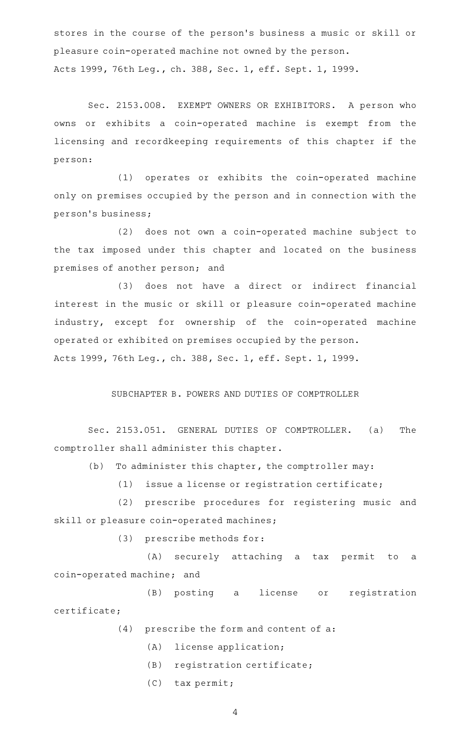stores in the course of the person's business a music or skill or pleasure coin-operated machine not owned by the person.

Acts 1999, 76th Leg., ch. 388, Sec. 1, eff. Sept. 1, 1999.

Sec. 2153.008. EXEMPT OWNERS OR EXHIBITORS. A person who owns or exhibits a coin-operated machine is exempt from the licensing and recordkeeping requirements of this chapter if the person:

(1) operates or exhibits the coin-operated machine only on premises occupied by the person and in connection with the person's business;

(2) does not own a coin-operated machine subject to the tax imposed under this chapter and located on the business premises of another person; and

(3) does not have a direct or indirect financial interest in the music or skill or pleasure coin-operated machine industry, except for ownership of the coin-operated machine operated or exhibited on premises occupied by the person.

Acts 1999, 76th Leg., ch. 388, Sec. 1, eff. Sept. 1, 1999.

SUBCHAPTER B. POWERS AND DUTIES OF COMPTROLLER

Sec. 2153.051. GENERAL DUTIES OF COMPTROLLER. (a) The comptroller shall administer this chapter.

(b) To administer this chapter, the comptroller may:

(1) issue a license or registration certificate;

(2) prescribe procedures for registering music and skill or pleasure coin-operated machines;

(3) prescribe methods for:

(A) securely attaching a tax permit to a coin-operated machine; and

(B) posting a license or registration certificate;

(4) prescribe the form and content of a:

(A) license application;

(B) registration certificate;

(C) tax permit;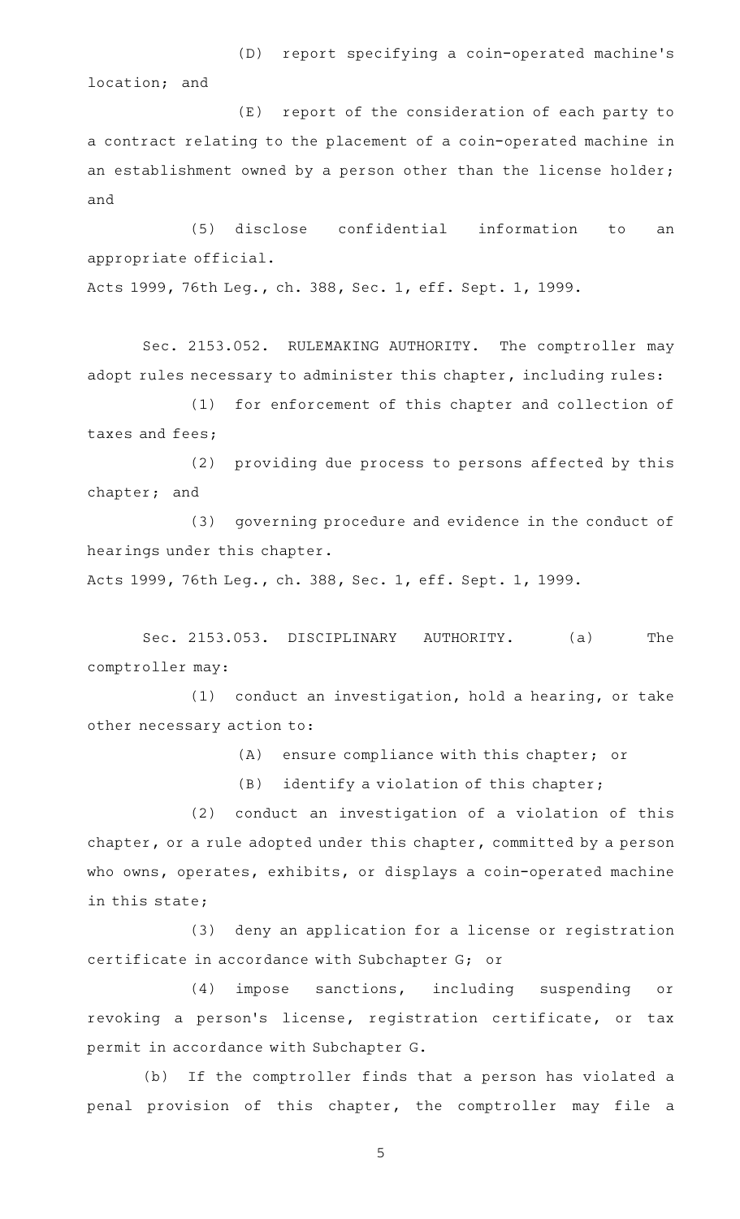(D) report specifying a coin-operated machine's location; and

(E) report of the consideration of each party to a contract relating to the placement of a coin-operated machine in an establishment owned by a person other than the license holder; and

(5) disclose confidential information to an appropriate official.

Acts 1999, 76th Leg., ch. 388, Sec. 1, eff. Sept. 1, 1999.

Sec. 2153.052. RULEMAKING AUTHORITY. The comptroller may adopt rules necessary to administer this chapter, including rules:

(1) for enforcement of this chapter and collection of taxes and fees;

(2) providing due process to persons affected by this chapter; and

(3) governing procedure and evidence in the conduct of hearings under this chapter.

Acts 1999, 76th Leg., ch. 388, Sec. 1, eff. Sept. 1, 1999.

Sec. 2153.053. DISCIPLINARY AUTHORITY. (a) The comptroller may:

(1) conduct an investigation, hold a hearing, or take other necessary action to:

(A) ensure compliance with this chapter; or

(B) identify a violation of this chapter;

(2) conduct an investigation of a violation of this chapter, or a rule adopted under this chapter, committed by a person who owns, operates, exhibits, or displays a coin-operated machine in this state;

(3) deny an application for a license or registration certificate in accordance with Subchapter G; or

(4) impose sanctions, including suspending or revoking a person's license, registration certificate, or tax permit in accordance with Subchapter G.

(b) If the comptroller finds that a person has violated a penal provision of this chapter, the comptroller may file a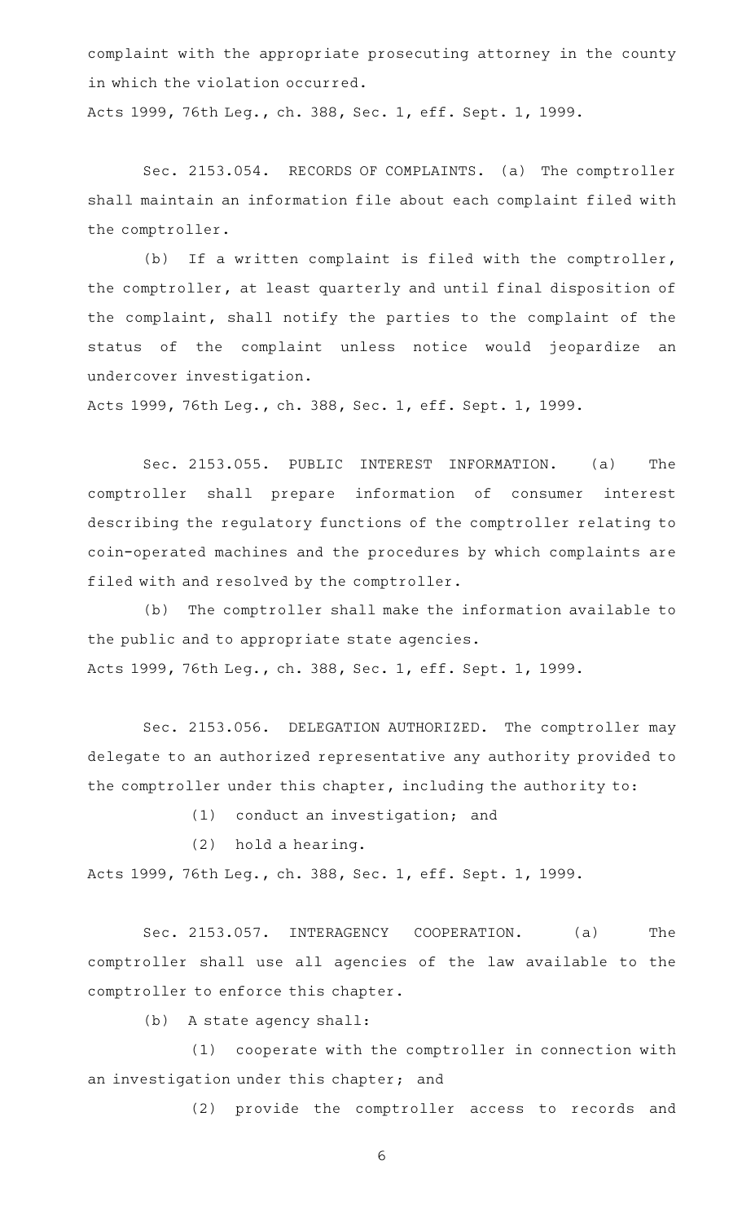complaint with the appropriate prosecuting attorney in the county in which the violation occurred.

Acts 1999, 76th Leg., ch. 388, Sec. 1, eff. Sept. 1, 1999.

Sec. 2153.054. RECORDS OF COMPLAINTS. (a) The comptroller shall maintain an information file about each complaint filed with the comptroller.

(b) If a written complaint is filed with the comptroller, the comptroller, at least quarterly and until final disposition of the complaint, shall notify the parties to the complaint of the status of the complaint unless notice would jeopardize an undercover investigation.

Acts 1999, 76th Leg., ch. 388, Sec. 1, eff. Sept. 1, 1999.

Sec. 2153.055. PUBLIC INTEREST INFORMATION. (a) The comptroller shall prepare information of consumer interest describing the regulatory functions of the comptroller relating to coin-operated machines and the procedures by which complaints are filed with and resolved by the comptroller.

(b) The comptroller shall make the information available to the public and to appropriate state agencies.

Acts 1999, 76th Leg., ch. 388, Sec. 1, eff. Sept. 1, 1999.

Sec. 2153.056. DELEGATION AUTHORIZED. The comptroller may delegate to an authorized representative any authority provided to the comptroller under this chapter, including the authority to:

(1) conduct an investigation; and

(2) hold a hearing.

Acts 1999, 76th Leg., ch. 388, Sec. 1, eff. Sept. 1, 1999.

Sec. 2153.057. INTERAGENCY COOPERATION. (a) The comptroller shall use all agencies of the law available to the comptroller to enforce this chapter.

(b) A state agency shall:

(1) cooperate with the comptroller in connection with an investigation under this chapter; and

(2) provide the comptroller access to records and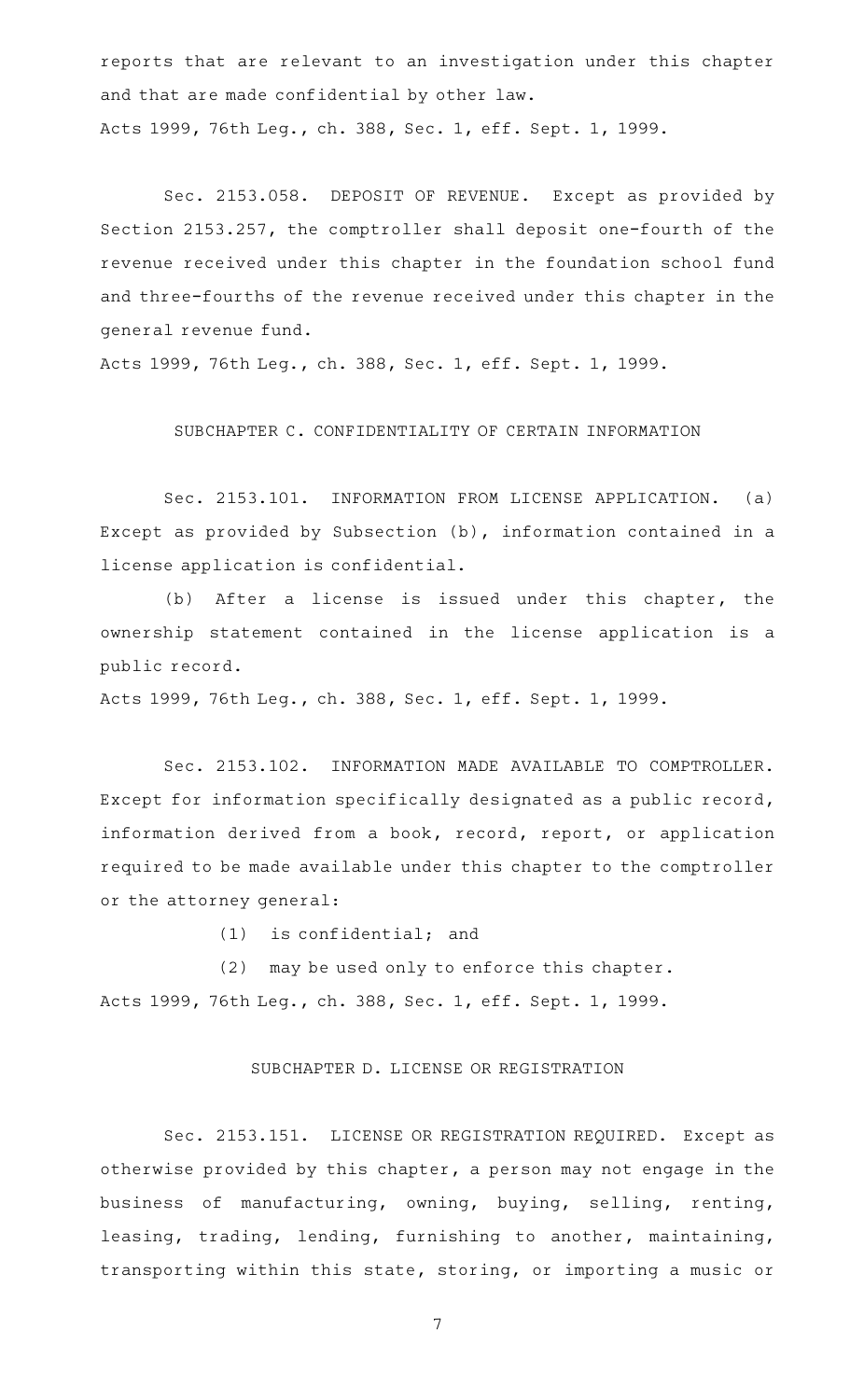reports that are relevant to an investigation under this chapter and that are made confidential by other law.

Acts 1999, 76th Leg., ch. 388, Sec. 1, eff. Sept. 1, 1999.

Sec. 2153.058. DEPOSIT OF REVENUE. Except as provided by Section 2153.257, the comptroller shall deposit one-fourth of the revenue received under this chapter in the foundation school fund and three-fourths of the revenue received under this chapter in the general revenue fund.

Acts 1999, 76th Leg., ch. 388, Sec. 1, eff. Sept. 1, 1999.

## SUBCHAPTER C. CONFIDENTIALITY OF CERTAIN INFORMATION

Sec. 2153.101. INFORMATION FROM LICENSE APPLICATION. (a) Except as provided by Subsection (b), information contained in a license application is confidential.

(b) After a license is issued under this chapter, the ownership statement contained in the license application is a public record.

Acts 1999, 76th Leg., ch. 388, Sec. 1, eff. Sept. 1, 1999.

Sec. 2153.102. INFORMATION MADE AVAILABLE TO COMPTROLLER. Except for information specifically designated as a public record, information derived from a book, record, report, or application required to be made available under this chapter to the comptroller or the attorney general:

(1) is confidential; and

(2) may be used only to enforce this chapter.

Acts 1999, 76th Leg., ch. 388, Sec. 1, eff. Sept. 1, 1999.

## SUBCHAPTER D. LICENSE OR REGISTRATION

Sec. 2153.151. LICENSE OR REGISTRATION REQUIRED. Except as otherwise provided by this chapter, a person may not engage in the business of manufacturing, owning, buying, selling, renting, leasing, trading, lending, furnishing to another, maintaining, transporting within this state, storing, or importing a music or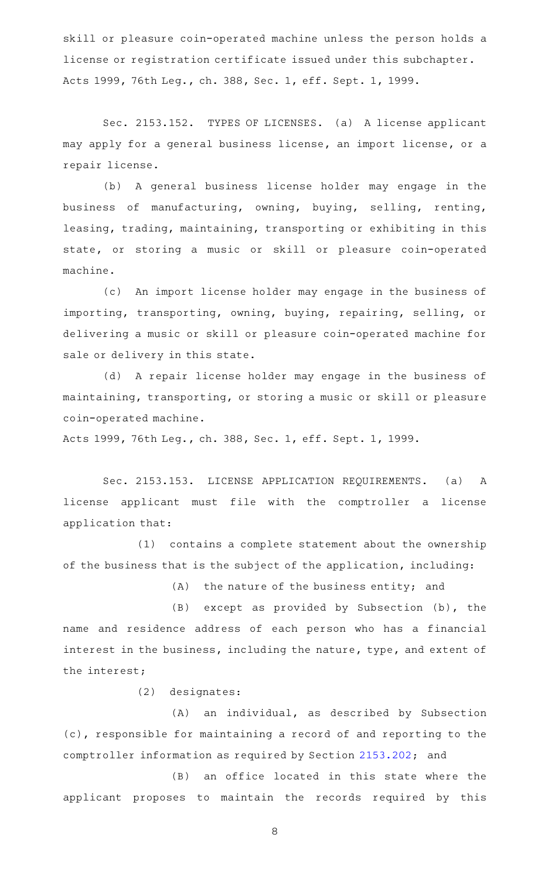skill or pleasure coin-operated machine unless the person holds a license or registration certificate issued under this subchapter.

Acts 1999, 76th Leg., ch. 388, Sec. 1, eff. Sept. 1, 1999.

Sec. 2153.152. TYPES OF LICENSES. (a) A license applicant may apply for a general business license, an import license, or a repair license.

(b) A general business license holder may engage in the business of manufacturing, owning, buying, selling, renting, leasing, trading, maintaining, transporting or exhibiting in this state, or storing a music or skill or pleasure coin-operated machine.

(c) An import license holder may engage in the business of importing, transporting, owning, buying, repairing, selling, or delivering a music or skill or pleasure coin-operated machine for sale or delivery in this state.

(d) A repair license holder may engage in the business of maintaining, transporting, or storing a music or skill or pleasure coin-operated machine.

Acts 1999, 76th Leg., ch. 388, Sec. 1, eff. Sept. 1, 1999.

Sec. 2153.153. LICENSE APPLICATION REQUIREMENTS. (a) A license applicant must file with the comptroller a license application that:

(1) contains a complete statement about the ownership of the business that is the subject of the application, including:

(A) the nature of the business entity; and

(B) except as provided by Subsection (b), the name and residence address of each person who has a financial interest in the business, including the nature, type, and extent of the interest;

(2) designates:

(A) an individual, as described by Subsection (c), responsible for maintaining a record of and reporting to the comptroller information as required by Section 2153.202; and

(B) an office located in this state where the applicant proposes to maintain the records required by this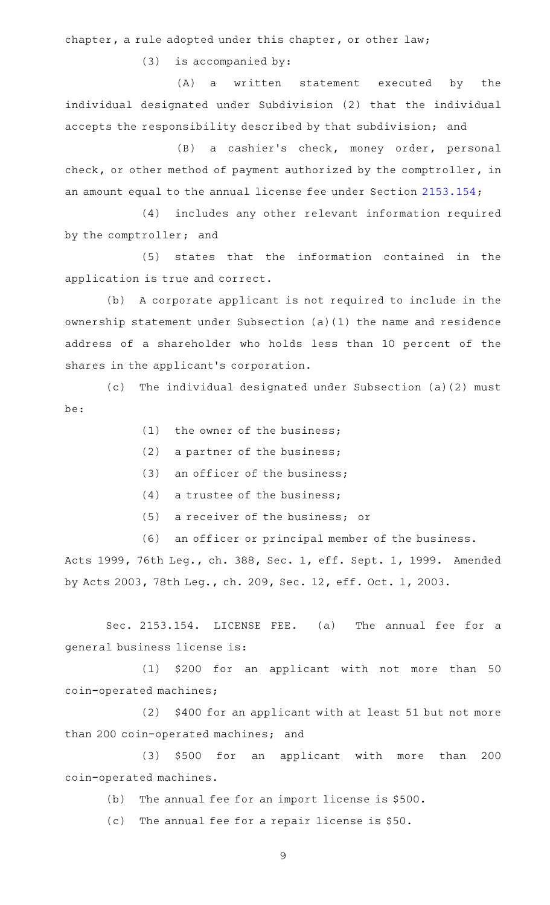chapter, a rule adopted under this chapter, or other law;

(3) is accompanied by:

(A) a written statement executed by the individual designated under Subdivision (2) that the individual accepts the responsibility described by that subdivision; and

(B) a cashier's check, money order, personal check, or other method of payment authorized by the comptroller, in an amount equal to the annual license fee under Section 2153.154;

(4) includes any other relevant information required by the comptroller; and

(5) states that the information contained in the application is true and correct.

(b) A corporate applicant is not required to include in the ownership statement under Subsection (a)(1) the name and residence address of a shareholder who holds less than 10 percent of the shares in the applicant's corporation.

(c) The individual designated under Subsection (a)(2) must be:

(1) the owner of the business;

(2) a partner of the business;

(3) an officer of the business;

(4) a trustee of the business;

(5) a receiver of the business; or

(6) an officer or principal member of the business.

Acts 1999, 76th Leg., ch. 388, Sec. 1, eff. Sept. 1, 1999. Amended by Acts 2003, 78th Leg., ch. 209, Sec. 12, eff. Oct. 1, 2003.

Sec. 2153.154. LICENSE FEE. (a) The annual fee for a general business license is:

(1) $200 for an applicant with not more than 50 coin-operated machines;

(2) $400 for an applicant with at least 51 but not more than 200 coin-operated machines; and

(3) $500 for an applicant with more than 200 coin-operated machines.

(b) The annual fee for an import license is $500.

(c) The annual fee for a repair license is $50.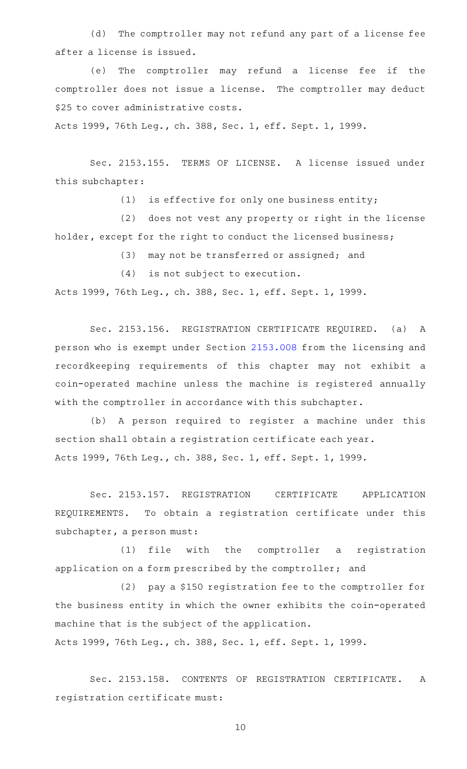(d) The comptroller may not refund any part of a license fee after a license is issued.

(e) The comptroller may refund a license fee if the comptroller does not issue a license. The comptroller may deduct $25 to cover administrative costs.

Acts 1999, 76th Leg., ch. 388, Sec. 1, eff. Sept. 1, 1999.

Sec. 2153.155. TERMS OF LICENSE. A license issued under this subchapter:

(1) is effective for only one business entity;

(2) does not vest any property or right in the license holder, except for the right to conduct the licensed business;

(3) may not be transferred or assigned; and

(4) is not subject to execution.

Acts 1999, 76th Leg., ch. 388, Sec. 1, eff. Sept. 1, 1999.

Sec. 2153.156. REGISTRATION CERTIFICATE REQUIRED. (a) A person who is exempt under Section 2153.008 from the licensing and recordkeeping requirements of this chapter may not exhibit a coin-operated machine unless the machine is registered annually with the comptroller in accordance with this subchapter.

(b) A person required to register a machine under this section shall obtain a registration certificate each year.

Acts 1999, 76th Leg., ch. 388, Sec. 1, eff. Sept. 1, 1999.

Sec. 2153.157. REGISTRATION CERTIFICATE APPLICATION REQUIREMENTS. To obtain a registration certificate under this subchapter, a person must:

(1) file with the comptroller a registration application on a form prescribed by the comptroller; and

(2) pay a $150 registration fee to the comptroller for the business entity in which the owner exhibits the coin-operated machine that is the subject of the application.

Acts 1999, 76th Leg., ch. 388, Sec. 1, eff. Sept. 1, 1999.

Sec. 2153.158. CONTENTS OF REGISTRATION CERTIFICATE. A registration certificate must: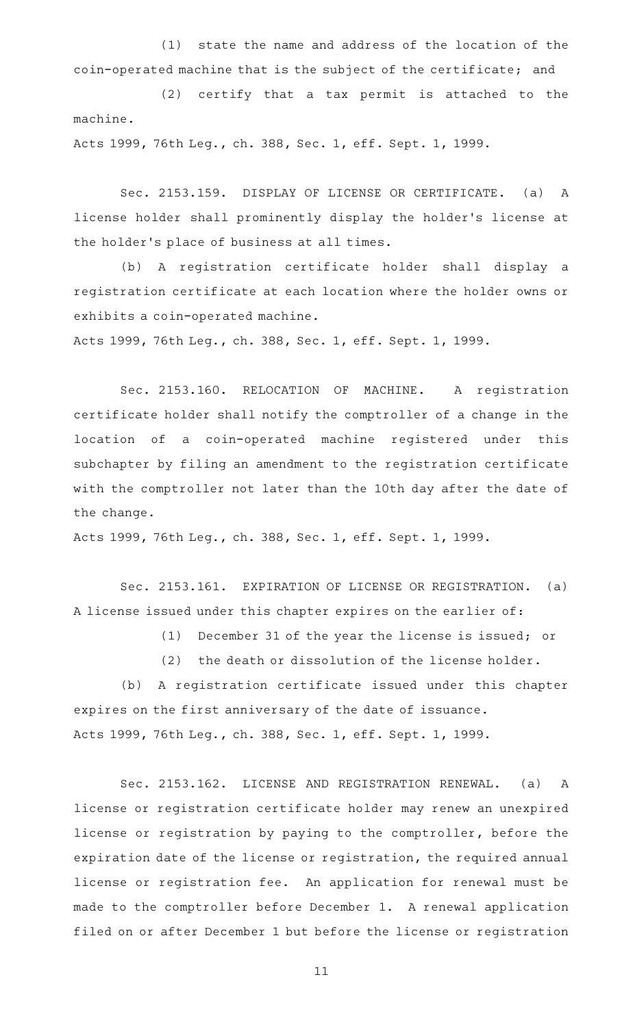(1) state the name and address of the location of the coin-operated machine that is the subject of the certificate; and

(2) certify that a tax permit is attached to the machine.

Acts 1999, 76th Leg., ch. 388, Sec. 1, eff. Sept. 1, 1999.

Sec. 2153.159. DISPLAY OF LICENSE OR CERTIFICATE. (a) A license holder shall prominently display the holder's license at the holder's place of business at all times.

(b) A registration certificate holder shall display a registration certificate at each location where the holder owns or exhibits a coin-operated machine.

Acts 1999, 76th Leg., ch. 388, Sec. 1, eff. Sept. 1, 1999.

Sec. 2153.160. RELOCATION OF MACHINE. A registration certificate holder shall notify the comptroller of a change in the location of a coin-operated machine registered under this subchapter by filing an amendment to the registration certificate with the comptroller not later than the 10th day after the date of the change.

Acts 1999, 76th Leg., ch. 388, Sec. 1, eff. Sept. 1, 1999.

Sec. 2153.161. EXPIRATION OF LICENSE OR REGISTRATION. (a) A license issued under this chapter expires on the earlier of:

(1) December 31 of the year the license is issued; or

(2) the death or dissolution of the license holder.

(b) A registration certificate issued under this chapter expires on the first anniversary of the date of issuance.

Acts 1999, 76th Leg., ch. 388, Sec. 1, eff. Sept. 1, 1999.

Sec. 2153.162. LICENSE AND REGISTRATION RENEWAL. (a) A license or registration certificate holder may renew an unexpired license or registration by paying to the comptroller, before the expiration date of the license or registration, the required annual license or registration fee. An application for renewal must be made to the comptroller before December 1. A renewal application filed on or after December 1 but before the license or registration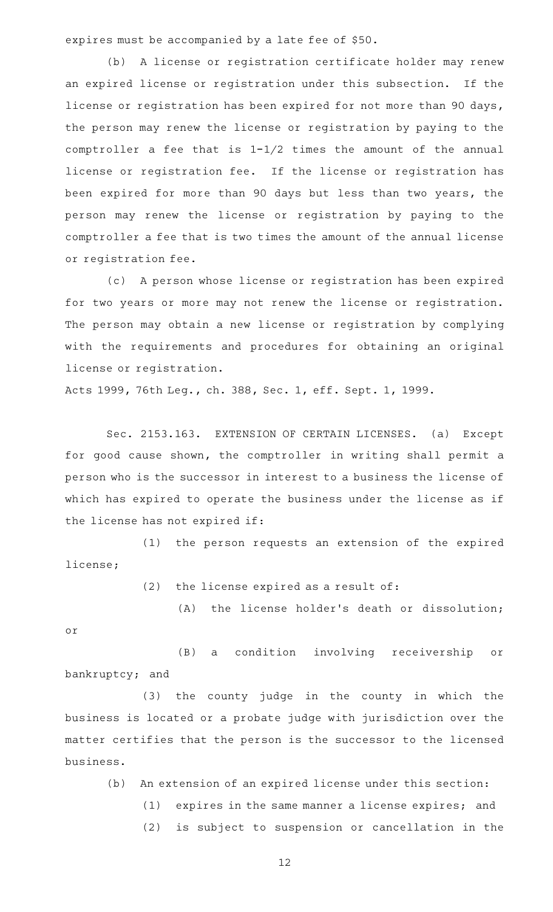expires must be accompanied by a late fee of $50.

(b) A license or registration certificate holder may renew an expired license or registration under this subsection. If the license or registration has been expired for not more than 90 days, the person may renew the license or registration by paying to the comptroller a fee that is 1-1/2 times the amount of the annual license or registration fee. If the license or registration has been expired for more than 90 days but less than two years, the person may renew the license or registration by paying to the comptroller a fee that is two times the amount of the annual license or registration fee.

(c) A person whose license or registration has been expired for two years or more may not renew the license or registration. The person may obtain a new license or registration by complying with the requirements and procedures for obtaining an original license or registration.

Acts 1999, 76th Leg., ch. 388, Sec. 1, eff. Sept. 1, 1999.

Sec. 2153.163. EXTENSION OF CERTAIN LICENSES. (a) Except for good cause shown, the comptroller in writing shall permit a person who is the successor in interest to a business the license of which has expired to operate the business under the license as if the license has not expired if:

(1) the person requests an extension of the expired license;

(2) the license expired as a result of:

(A) the license holder's death or dissolution; or

(B) a condition involving receivership or bankruptcy; and

(3) the county judge in the county in which the business is located or a probate judge with jurisdiction over the matter certifies that the person is the successor to the licensed business.

(b) An extension of an expired license under this section:

(1) expires in the same manner a license expires; and

(2) is subject to suspension or cancellation in the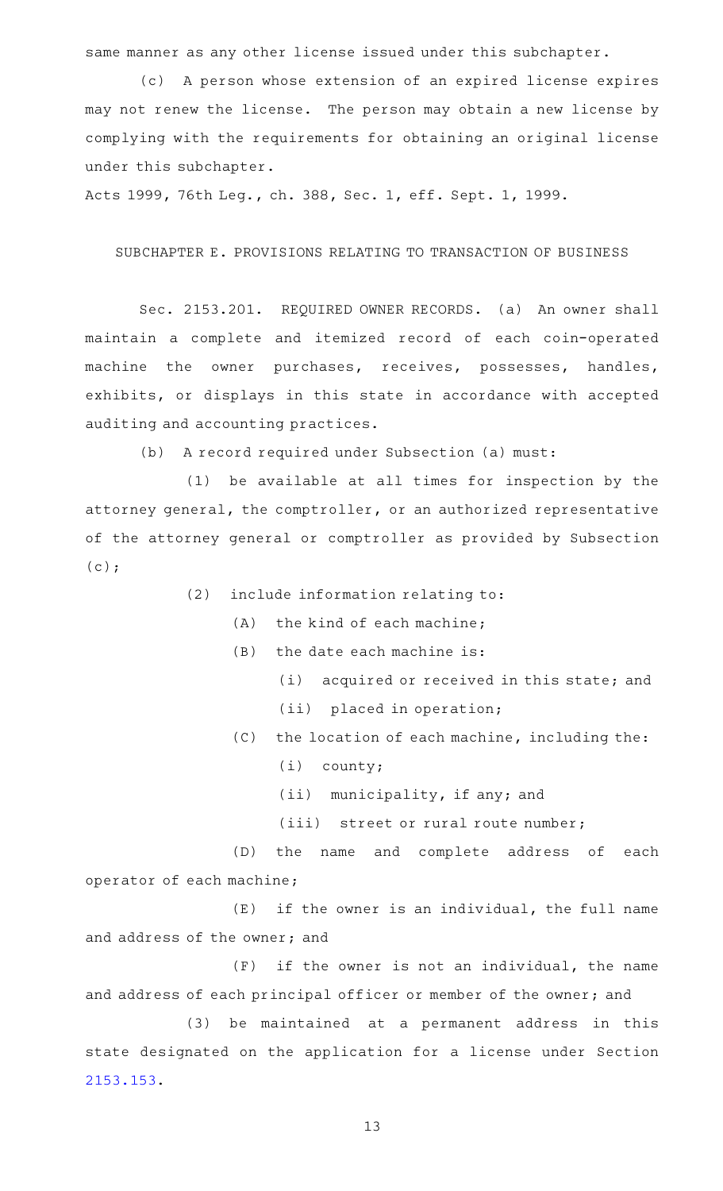same manner as any other license issued under this subchapter.

(c) A person whose extension of an expired license expires may not renew the license. The person may obtain a new license by complying with the requirements for obtaining an original license under this subchapter.

Acts 1999, 76th Leg., ch. 388, Sec. 1, eff. Sept. 1, 1999.

## SUBCHAPTER E. PROVISIONS RELATING TO TRANSACTION OF BUSINESS

Sec. 2153.201. REQUIRED OWNER RECORDS. (a) An owner shall maintain a complete and itemized record of each coin-operated machine the owner purchases, receives, possesses, handles, exhibits, or displays in this state in accordance with accepted auditing and accounting practices.

(b) A record required under Subsection (a) must:

(1) be available at all times for inspection by the attorney general, the comptroller, or an authorized representative of the attorney general or comptroller as provided by Subsection (c);

(2) include information relating to:

(A) the kind of each machine;

(B) the date each machine is:

(i) acquired or received in this state; and

(ii) placed in operation;

(C) the location of each machine, including the:

(i) county;

(ii) municipality, if any; and

(iii) street or rural route number;

(D) the name and complete address of each operator of each machine;

(E) if the owner is an individual, the full name and address of the owner; and

(F) if the owner is not an individual, the name and address of each principal officer or member of the owner; and

(3) be maintained at a permanent address in this state designated on the application for a license under Section 2153.153.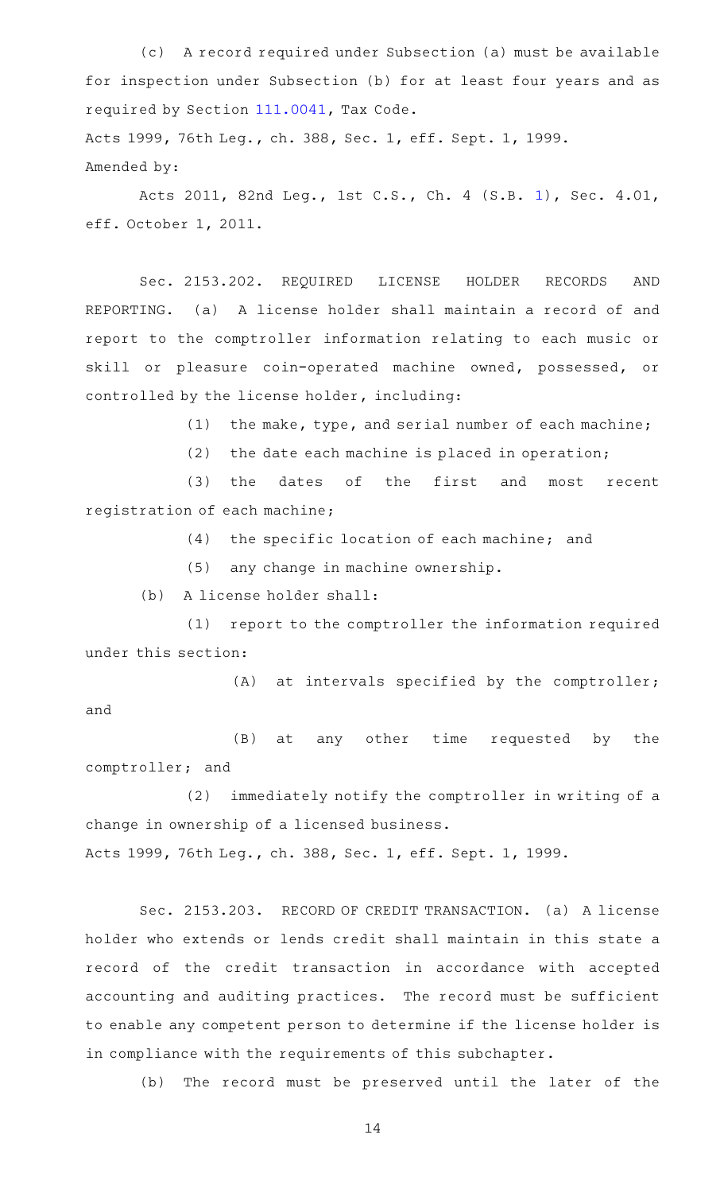(c) A record required under Subsection (a) must be available for inspection under Subsection (b) for at least four years and as required by Section 111.0041, Tax Code.

Acts 1999, 76th Leg., ch. 388, Sec. 1, eff. Sept. 1, 1999.

Amended by:

Acts 2011, 82nd Leg., 1st C.S., Ch. 4 (S.B. 1), Sec. 4.01, eff. October 1, 2011.

Sec. 2153.202. REQUIRED LICENSE HOLDER RECORDS AND REPORTING. (a) A license holder shall maintain a record of and report to the comptroller information relating to each music or skill or pleasure coin-operated machine owned, possessed, or controlled by the license holder, including:

(1) the make, type, and serial number of each machine;

(2) the date each machine is placed in operation;

(3) the dates of the first and most recent registration of each machine;

(4) the specific location of each machine; and

(5) any change in machine ownership.

(b) A license holder shall:

(1) report to the comptroller the information required under this section:

(A) at intervals specified by the comptroller; and

(B) at any other time requested by the comptroller; and

(2) immediately notify the comptroller in writing of a change in ownership of a licensed business.

Acts 1999, 76th Leg., ch. 388, Sec. 1, eff. Sept. 1, 1999.

Sec. 2153.203. RECORD OF CREDIT TRANSACTION. (a) A license holder who extends or lends credit shall maintain in this state a record of the credit transaction in accordance with accepted accounting and auditing practices. The record must be sufficient to enable any competent person to determine if the license holder is in compliance with the requirements of this subchapter.

(b) The record must be preserved until the later of the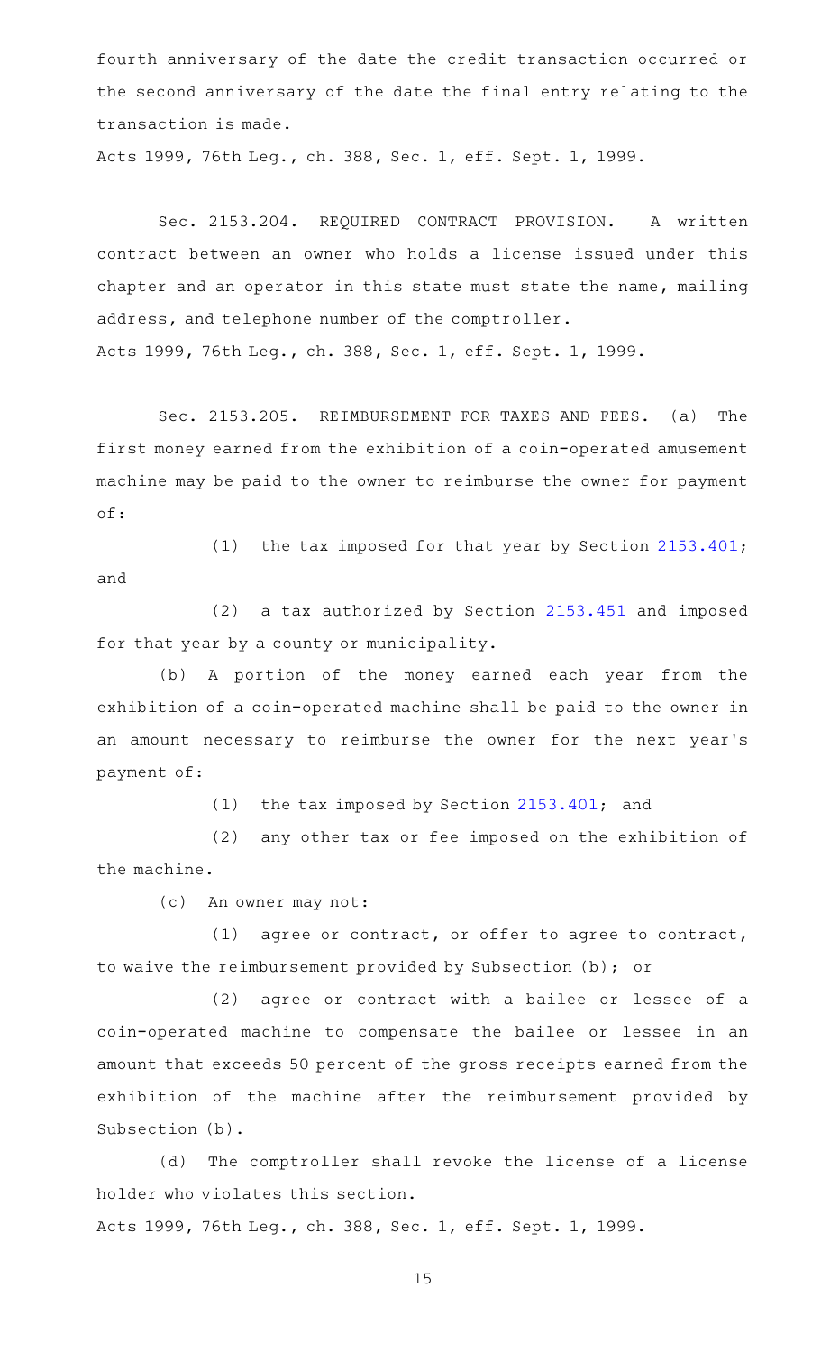fourth anniversary of the date the credit transaction occurred or the second anniversary of the date the final entry relating to the transaction is made.

Acts 1999, 76th Leg., ch. 388, Sec. 1, eff. Sept. 1, 1999.

Sec. 2153.204. REQUIRED CONTRACT PROVISION. A written contract between an owner who holds a license issued under this chapter and an operator in this state must state the name, mailing address, and telephone number of the comptroller.

Acts 1999, 76th Leg., ch. 388, Sec. 1, eff. Sept. 1, 1999.

Sec. 2153.205. REIMBURSEMENT FOR TAXES AND FEES. (a) The first money earned from the exhibition of a coin-operated amusement machine may be paid to the owner to reimburse the owner for payment of:

(1) the tax imposed for that year by Section 2153.401; and

(2) a tax authorized by Section 2153.451 and imposed for that year by a county or municipality.

(b) A portion of the money earned each year from the exhibition of a coin-operated machine shall be paid to the owner in an amount necessary to reimburse the owner for the next year's payment of:

(1) the tax imposed by Section 2153.401; and

(2) any other tax or fee imposed on the exhibition of the machine.

(c) An owner may not:

(1) agree or contract, or offer to agree to contract, to waive the reimbursement provided by Subsection (b); or

(2) agree or contract with a bailee or lessee of a coin-operated machine to compensate the bailee or lessee in an amount that exceeds 50 percent of the gross receipts earned from the exhibition of the machine after the reimbursement provided by Subsection (b).

(d) The comptroller shall revoke the license of a license holder who violates this section.

Acts 1999, 76th Leg., ch. 388, Sec. 1, eff. Sept. 1, 1999.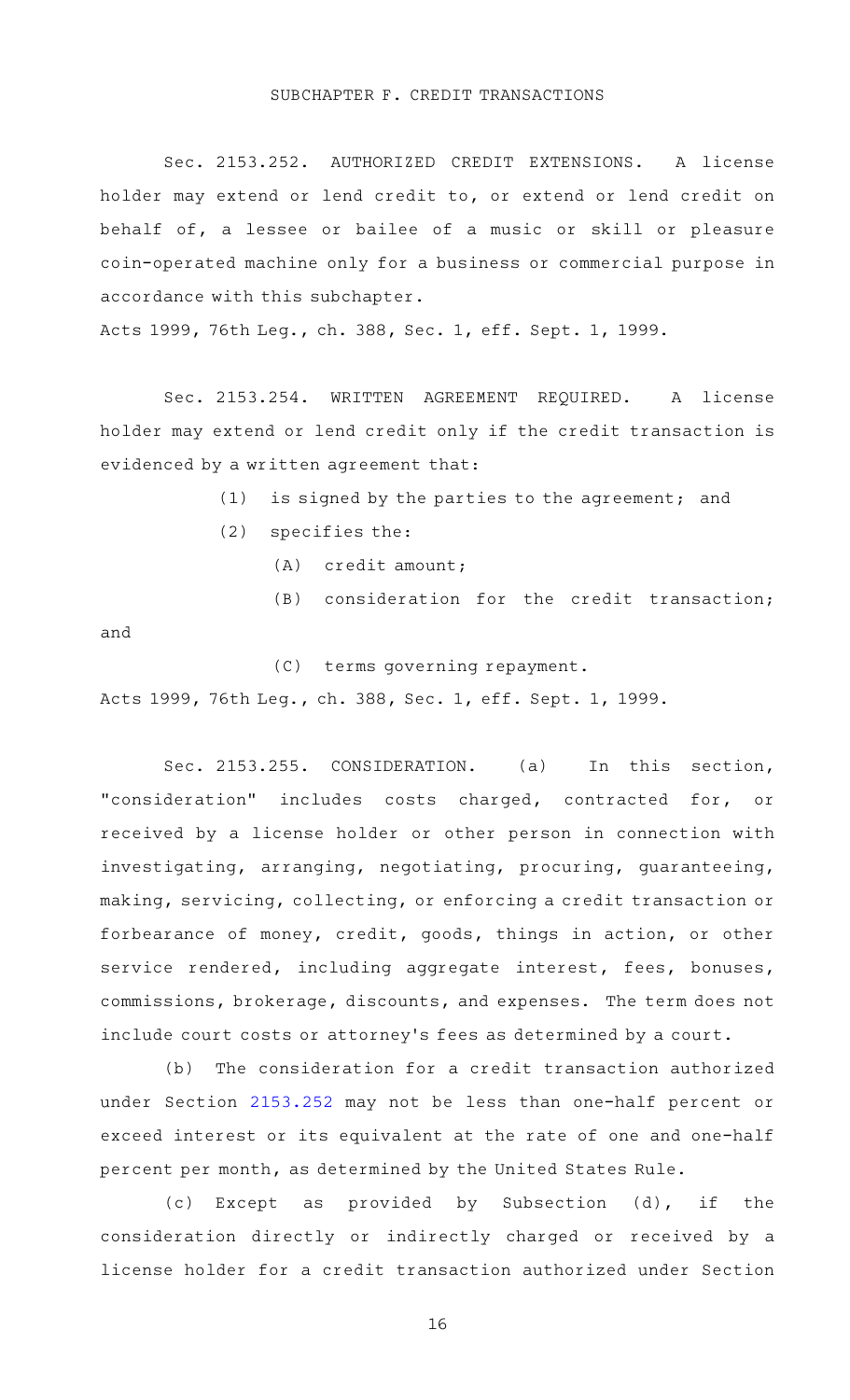## SUBCHAPTER F. CREDIT TRANSACTIONS

Sec. 2153.252. AUTHORIZED CREDIT EXTENSIONS. A license holder may extend or lend credit to, or extend or lend credit on behalf of, a lessee or bailee of a music or skill or pleasure coin-operated machine only for a business or commercial purpose in accordance with this subchapter.

Acts 1999, 76th Leg., ch. 388, Sec. 1, eff. Sept. 1, 1999.

Sec. 2153.254. WRITTEN AGREEMENT REQUIRED. A license holder may extend or lend credit only if the credit transaction is evidenced by a written agreement that:

(1) is signed by the parties to the agreement; and

(2) specifies the:

(A) credit amount;

(B) consideration for the credit transaction; and

(C) terms governing repayment.

Acts 1999, 76th Leg., ch. 388, Sec. 1, eff. Sept. 1, 1999.

Sec. 2153.255. CONSIDERATION. (a) In this section, "consideration" includes costs charged, contracted for, or received by a license holder or other person in connection with investigating, arranging, negotiating, procuring, guaranteeing, making, servicing, collecting, or enforcing a credit transaction or forbearance of money, credit, goods, things in action, or other service rendered, including aggregate interest, fees, bonuses, commissions, brokerage, discounts, and expenses. The term does not include court costs or attorney's fees as determined by a court.

(b) The consideration for a credit transaction authorized under Section 2153.252 may not be less than one-half percent or exceed interest or its equivalent at the rate of one and one-half percent per month, as determined by the United States Rule.

(c) Except as provided by Subsection (d), if the consideration directly or indirectly charged or received by a license holder for a credit transaction authorized under Section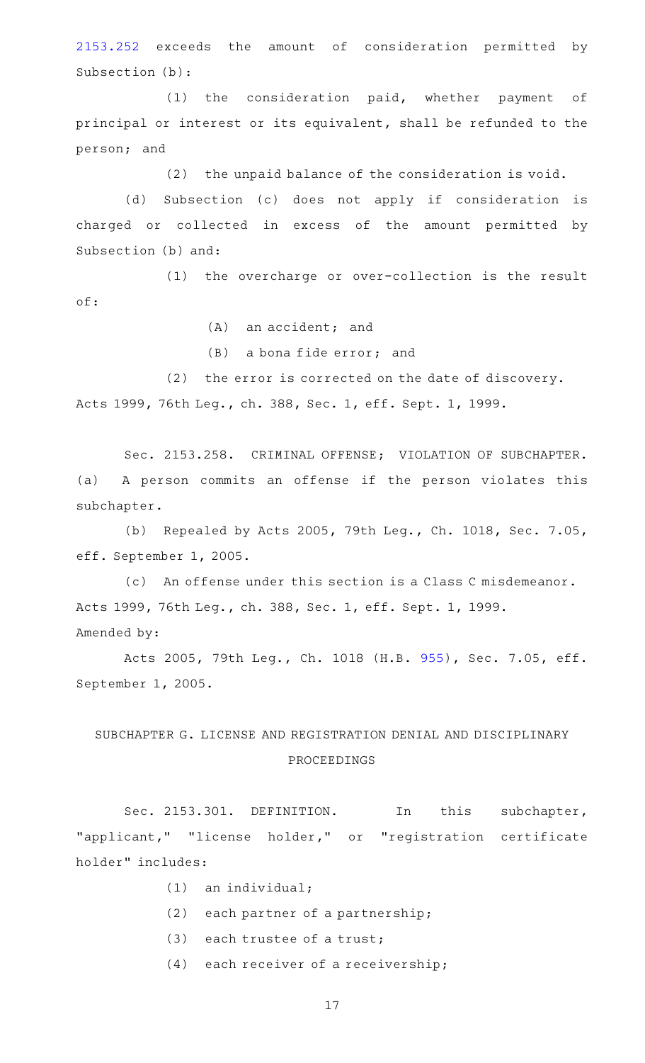2153.252 exceeds the amount of consideration permitted by Subsection (b):

(1) the consideration paid, whether payment of principal or interest or its equivalent, shall be refunded to the person; and

(2) the unpaid balance of the consideration is void.

(d) Subsection (c) does not apply if consideration is charged or collected in excess of the amount permitted by Subsection (b) and:

(1) the overcharge or over-collection is the result of:

(A) an accident; and

(B) a bona fide error; and

(2) the error is corrected on the date of discovery.

Acts 1999, 76th Leg., ch. 388, Sec. 1, eff. Sept. 1, 1999.

Sec. 2153.258. CRIMINAL OFFENSE; VIOLATION OF SUBCHAPTER. (a) A person commits an offense if the person violates this subchapter.

(b) Repealed by Acts 2005, 79th Leg., Ch. 1018, Sec. 7.05, eff. September 1, 2005.

(c) An offense under this section is a Class C misdemeanor.

Acts 1999, 76th Leg., ch. 388, Sec. 1, eff. Sept. 1, 1999.
Amended by:

Acts 2005, 79th Leg., Ch. 1018 (H.B. 955), Sec. 7.05, eff. September 1, 2005.

## SUBCHAPTER G. LICENSE AND REGISTRATION DENIAL AND DISCIPLINARY PROCEEDINGS

Sec. 2153.301. DEFINITION. In this subchapter, "applicant," "license holder," or "registration certificate holder" includes:

(1) an individual;

(2) each partner of a partnership;

(3) each trustee of a trust;

(4) each receiver of a receivership;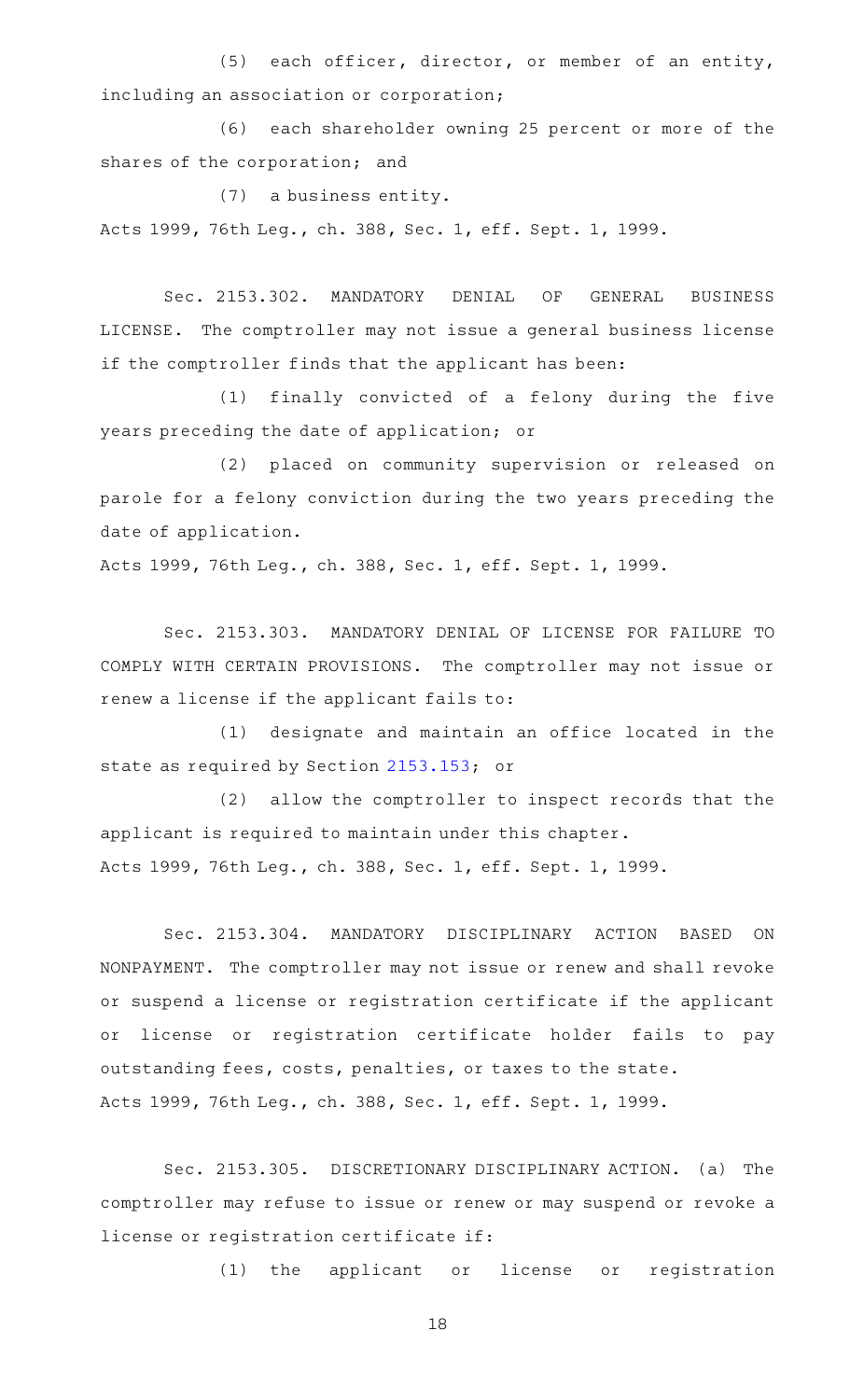(5) each officer, director, or member of an entity, including an association or corporation;

(6) each shareholder owning 25 percent or more of the shares of the corporation; and

(7) a business entity.

Acts 1999, 76th Leg., ch. 388, Sec. 1, eff. Sept. 1, 1999.

Sec. 2153.302. MANDATORY DENIAL OF GENERAL BUSINESS LICENSE. The comptroller may not issue a general business license if the comptroller finds that the applicant has been:

(1) finally convicted of a felony during the five years preceding the date of application; or

(2) placed on community supervision or released on parole for a felony conviction during the two years preceding the date of application.

Acts 1999, 76th Leg., ch. 388, Sec. 1, eff. Sept. 1, 1999.

Sec. 2153.303. MANDATORY DENIAL OF LICENSE FOR FAILURE TO COMPLY WITH CERTAIN PROVISIONS. The comptroller may not issue or renew a license if the applicant fails to:

(1) designate and maintain an office located in the state as required by Section 2153.153; or

(2) allow the comptroller to inspect records that the applicant is required to maintain under this chapter.

Acts 1999, 76th Leg., ch. 388, Sec. 1, eff. Sept. 1, 1999.

Sec. 2153.304. MANDATORY DISCIPLINARY ACTION BASED ON NONPAYMENT. The comptroller may not issue or renew and shall revoke or suspend a license or registration certificate if the applicant or license or registration certificate holder fails to pay outstanding fees, costs, penalties, or taxes to the state.

Acts 1999, 76th Leg., ch. 388, Sec. 1, eff. Sept. 1, 1999.

Sec. 2153.305. DISCRETIONARY DISCIPLINARY ACTION. (a) The comptroller may refuse to issue or renew or may suspend or revoke a license or registration certificate if:

(1) the applicant or license or registration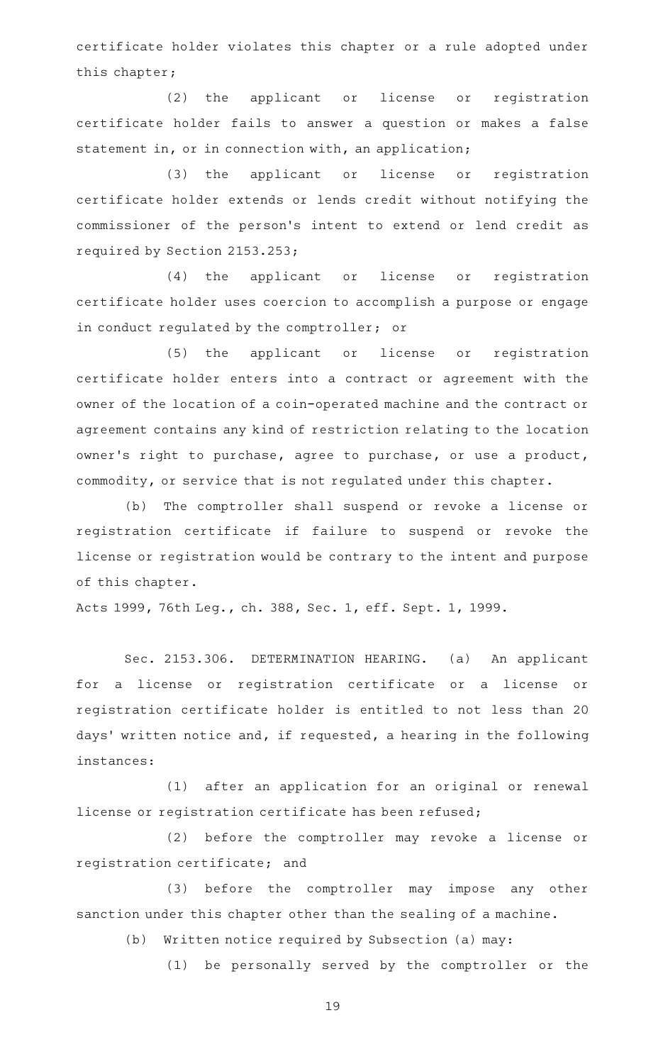certificate holder violates this chapter or a rule adopted under this chapter;

(2) the applicant or license or registration certificate holder fails to answer a question or makes a false statement in, or in connection with, an application;

(3) the applicant or license or registration certificate holder extends or lends credit without notifying the commissioner of the person's intent to extend or lend credit as required by Section 2153.253;

(4) the applicant or license or registration certificate holder uses coercion to accomplish a purpose or engage in conduct regulated by the comptroller; or

(5) the applicant or license or registration certificate holder enters into a contract or agreement with the owner of the location of a coin-operated machine and the contract or agreement contains any kind of restriction relating to the location owner's right to purchase, agree to purchase, or use a product, commodity, or service that is not regulated under this chapter.

(b) The comptroller shall suspend or revoke a license or registration certificate if failure to suspend or revoke the license or registration would be contrary to the intent and purpose of this chapter.

Acts 1999, 76th Leg., ch. 388, Sec. 1, eff. Sept. 1, 1999.

Sec. 2153.306. DETERMINATION HEARING. (a) An applicant for a license or registration certificate or a license or registration certificate holder is entitled to not less than 20 days' written notice and, if requested, a hearing in the following instances:

(1) after an application for an original or renewal license or registration certificate has been refused;

(2) before the comptroller may revoke a license or registration certificate; and

(3) before the comptroller may impose any other sanction under this chapter other than the sealing of a machine.

(b) Written notice required by Subsection (a) may:

(1) be personally served by the comptroller or the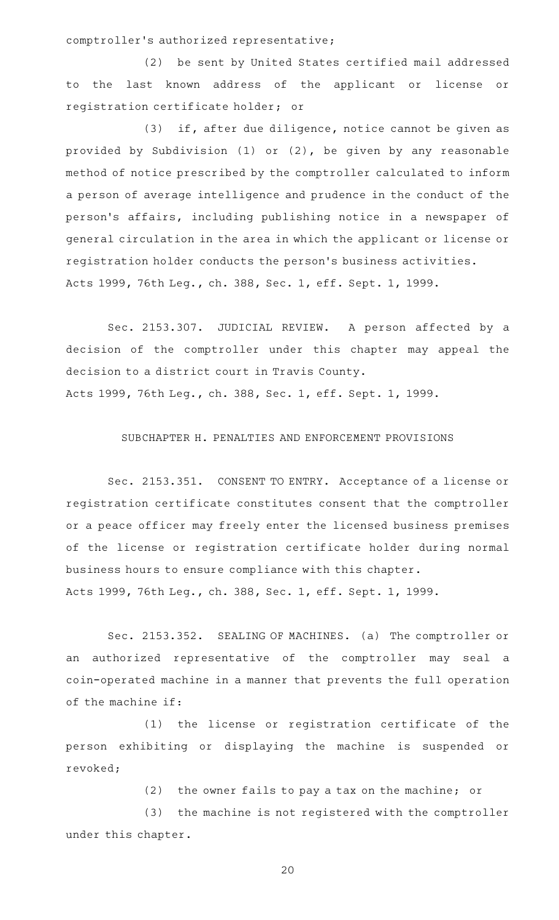comptroller's authorized representative;

(2) be sent by United States certified mail addressed to the last known address of the applicant or license or registration certificate holder; or

(3) if, after due diligence, notice cannot be given as provided by Subdivision (1) or (2), be given by any reasonable method of notice prescribed by the comptroller calculated to inform a person of average intelligence and prudence in the conduct of the person's affairs, including publishing notice in a newspaper of general circulation in the area in which the applicant or license or registration holder conducts the person's business activities.

Acts 1999, 76th Leg., ch. 388, Sec. 1, eff. Sept. 1, 1999.

Sec. 2153.307. JUDICIAL REVIEW. A person affected by a decision of the comptroller under this chapter may appeal the decision to a district court in Travis County.

Acts 1999, 76th Leg., ch. 388, Sec. 1, eff. Sept. 1, 1999.

## SUBCHAPTER H. PENALTIES AND ENFORCEMENT PROVISIONS

Sec. 2153.351. CONSENT TO ENTRY. Acceptance of a license or registration certificate constitutes consent that the comptroller or a peace officer may freely enter the licensed business premises of the license or registration certificate holder during normal business hours to ensure compliance with this chapter.

Acts 1999, 76th Leg., ch. 388, Sec. 1, eff. Sept. 1, 1999.

Sec. 2153.352. SEALING OF MACHINES. (a) The comptroller or an authorized representative of the comptroller may seal a coin-operated machine in a manner that prevents the full operation of the machine if:

(1) the license or registration certificate of the person exhibiting or displaying the machine is suspended or revoked;

(2) the owner fails to pay a tax on the machine; or

(3) the machine is not registered with the comptroller under this chapter.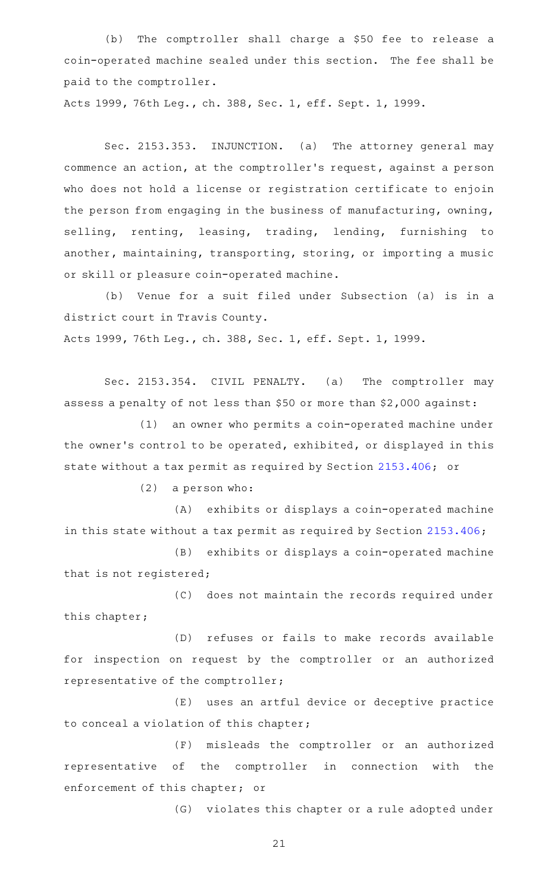(b) The comptroller shall charge a $50 fee to release a coin-operated machine sealed under this section. The fee shall be paid to the comptroller.

Acts 1999, 76th Leg., ch. 388, Sec. 1, eff. Sept. 1, 1999.

Sec. 2153.353. INJUNCTION. (a) The attorney general may commence an action, at the comptroller's request, against a person who does not hold a license or registration certificate to enjoin the person from engaging in the business of manufacturing, owning, selling, renting, leasing, trading, lending, furnishing to another, maintaining, transporting, storing, or importing a music or skill or pleasure coin-operated machine.

(b) Venue for a suit filed under Subsection (a) is in a district court in Travis County.

Acts 1999, 76th Leg., ch. 388, Sec. 1, eff. Sept. 1, 1999.

Sec. 2153.354. CIVIL PENALTY. (a) The comptroller may assess a penalty of not less than $50 or more than $2,000 against:

(1) an owner who permits a coin-operated machine under the owner's control to be operated, exhibited, or displayed in this state without a tax permit as required by Section 2153.406; or

(2) a person who:

(A) exhibits or displays a coin-operated machine in this state without a tax permit as required by Section 2153.406;

(B) exhibits or displays a coin-operated machine that is not registered;

(C) does not maintain the records required under this chapter;

(D) refuses or fails to make records available for inspection on request by the comptroller or an authorized representative of the comptroller;

(E) uses an artful device or deceptive practice to conceal a violation of this chapter;

(F) misleads the comptroller or an authorized representative of the comptroller in connection with the enforcement of this chapter; or

(G) violates this chapter or a rule adopted under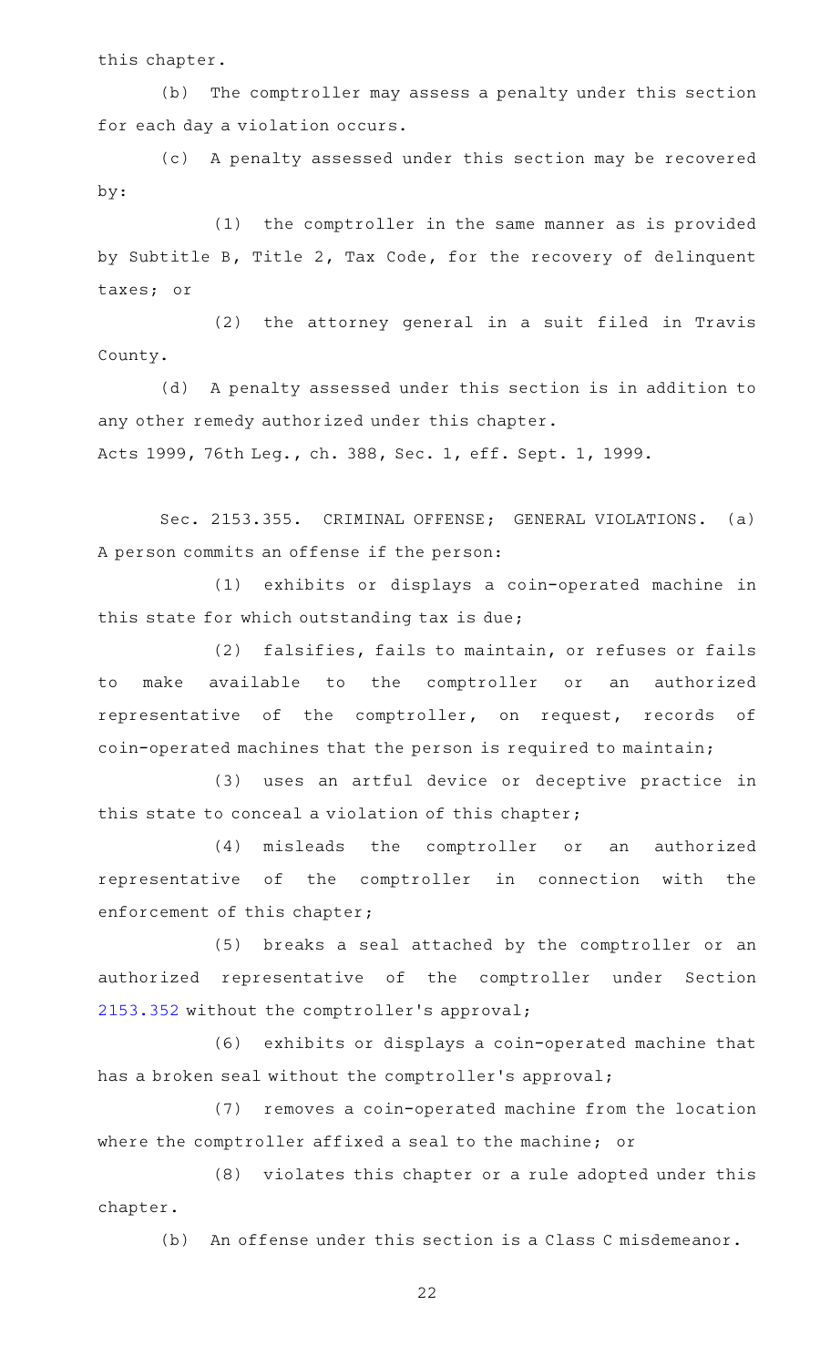this chapter.

(b) The comptroller may assess a penalty under this section for each day a violation occurs.

(c) A penalty assessed under this section may be recovered by:

(1) the comptroller in the same manner as is provided by Subtitle B, Title 2, Tax Code, for the recovery of delinquent taxes; or

(2) the attorney general in a suit filed in Travis County.

(d) A penalty assessed under this section is in addition to any other remedy authorized under this chapter.

Acts 1999, 76th Leg., ch. 388, Sec. 1, eff. Sept. 1, 1999.

Sec. 2153.355. CRIMINAL OFFENSE; GENERAL VIOLATIONS. (a) A person commits an offense if the person:

(1) exhibits or displays a coin-operated machine in this state for which outstanding tax is due;

(2) falsifies, fails to maintain, or refuses or fails to make available to the comptroller or an authorized representative of the comptroller, on request, records of coin-operated machines that the person is required to maintain;

(3) uses an artful device or deceptive practice in this state to conceal a violation of this chapter;

(4) misleads the comptroller or an authorized representative of the comptroller in connection with the enforcement of this chapter;

(5) breaks a seal attached by the comptroller or an authorized representative of the comptroller under Section 2153.352 without the comptroller's approval;

(6) exhibits or displays a coin-operated machine that has a broken seal without the comptroller's approval;

(7) removes a coin-operated machine from the location where the comptroller affixed a seal to the machine; or

(8) violates this chapter or a rule adopted under this chapter.

(b) An offense under this section is a Class C misdemeanor.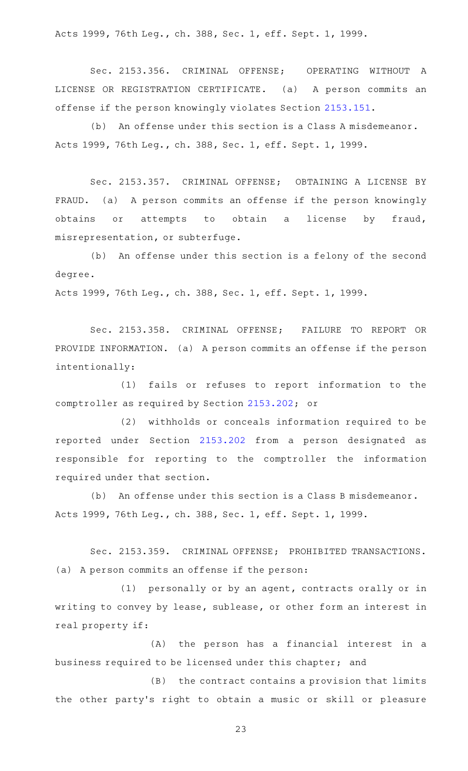Acts 1999, 76th Leg., ch. 388, Sec. 1, eff. Sept. 1, 1999.

Sec. 2153.356. CRIMINAL OFFENSE; OPERATING WITHOUT A LICENSE OR REGISTRATION CERTIFICATE. (a) A person commits an offense if the person knowingly violates Section 2153.151.

(b) An offense under this section is a Class A misdemeanor.
Acts 1999, 76th Leg., ch. 388, Sec. 1, eff. Sept. 1, 1999.

Sec. 2153.357. CRIMINAL OFFENSE; OBTAINING A LICENSE BY FRAUD. (a) A person commits an offense if the person knowingly obtains or attempts to obtain a license by fraud, misrepresentation, or subterfuge.

(b) An offense under this section is a felony of the second degree.
Acts 1999, 76th Leg., ch. 388, Sec. 1, eff. Sept. 1, 1999.

Sec. 2153.358. CRIMINAL OFFENSE; FAILURE TO REPORT OR PROVIDE INFORMATION. (a) A person commits an offense if the person intentionally:

(1) fails or refuses to report information to the comptroller as required by Section 2153.202; or

(2) withholds or conceals information required to be reported under Section 2153.202 from a person designated as responsible for reporting to the comptroller the information required under that section.

(b) An offense under this section is a Class B misdemeanor.
Acts 1999, 76th Leg., ch. 388, Sec. 1, eff. Sept. 1, 1999.

Sec. 2153.359. CRIMINAL OFFENSE; PROHIBITED TRANSACTIONS. (a) A person commits an offense if the person:

(1) personally or by an agent, contracts orally or in writing to convey by lease, sublease, or other form an interest in real property if:

(A) the person has a financial interest in a business required to be licensed under this chapter; and

(B) the contract contains a provision that limits the other party's right to obtain a music or skill or pleasure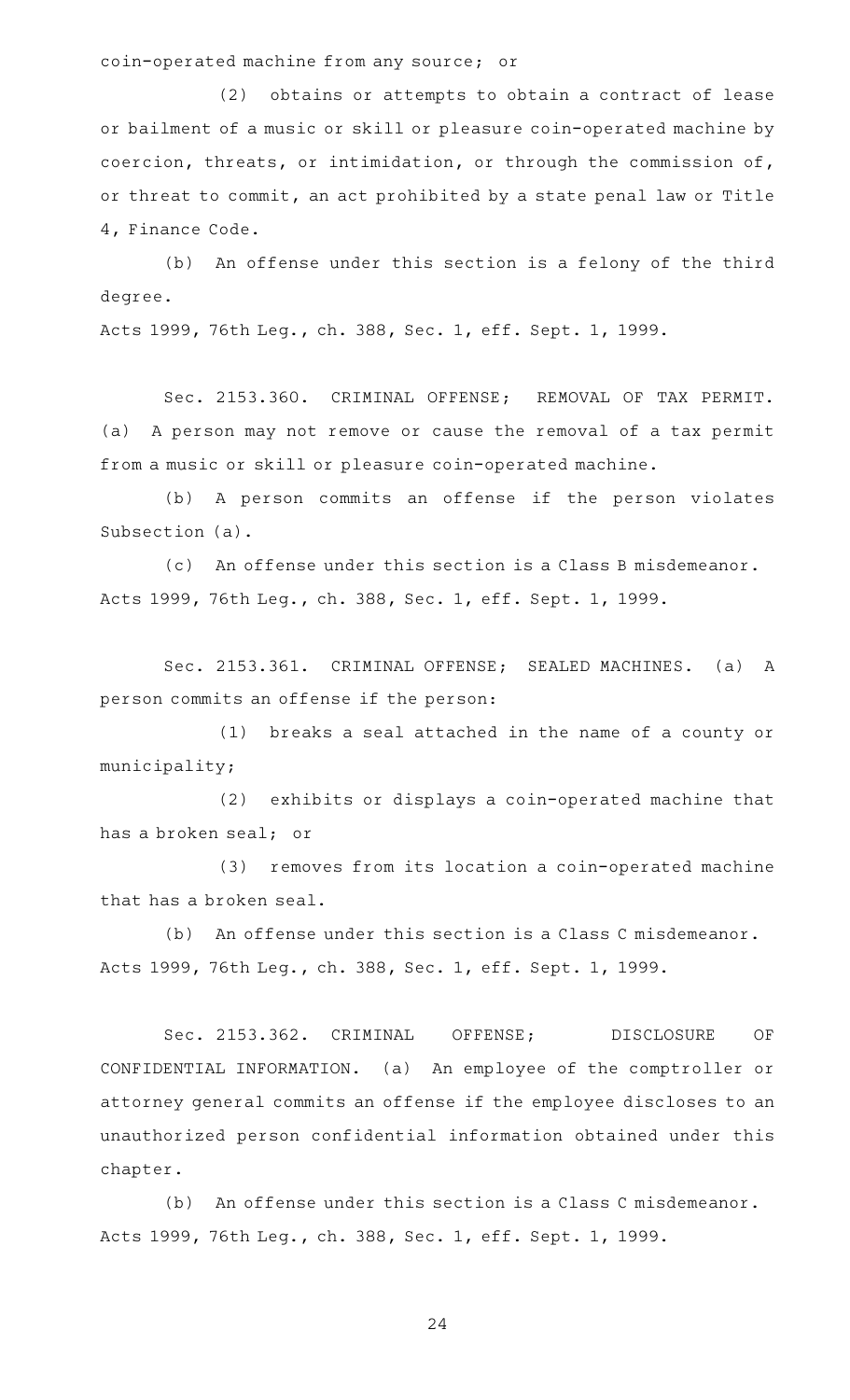coin-operated machine from any source; or

(2) obtains or attempts to obtain a contract of lease or bailment of a music or skill or pleasure coin-operated machine by coercion, threats, or intimidation, or through the commission of, or threat to commit, an act prohibited by a state penal law or Title 4, Finance Code.

(b) An offense under this section is a felony of the third degree.

Acts 1999, 76th Leg., ch. 388, Sec. 1, eff. Sept. 1, 1999.

Sec. 2153.360. CRIMINAL OFFENSE; REMOVAL OF TAX PERMIT. (a) A person may not remove or cause the removal of a tax permit from a music or skill or pleasure coin-operated machine.

(b) A person commits an offense if the person violates Subsection (a).

(c) An offense under this section is a Class B misdemeanor.

Acts 1999, 76th Leg., ch. 388, Sec. 1, eff. Sept. 1, 1999.

Sec. 2153.361. CRIMINAL OFFENSE; SEALED MACHINES. (a) A person commits an offense if the person:

(1) breaks a seal attached in the name of a county or municipality;

(2) exhibits or displays a coin-operated machine that has a broken seal; or

(3) removes from its location a coin-operated machine that has a broken seal.

(b) An offense under this section is a Class C misdemeanor.

Acts 1999, 76th Leg., ch. 388, Sec. 1, eff. Sept. 1, 1999.

Sec. 2153.362. CRIMINAL OFFENSE; DISCLOSURE OF CONFIDENTIAL INFORMATION. (a) An employee of the comptroller or attorney general commits an offense if the employee discloses to an unauthorized person confidential information obtained under this chapter.

(b) An offense under this section is a Class C misdemeanor.

Acts 1999, 76th Leg., ch. 388, Sec. 1, eff. Sept. 1, 1999.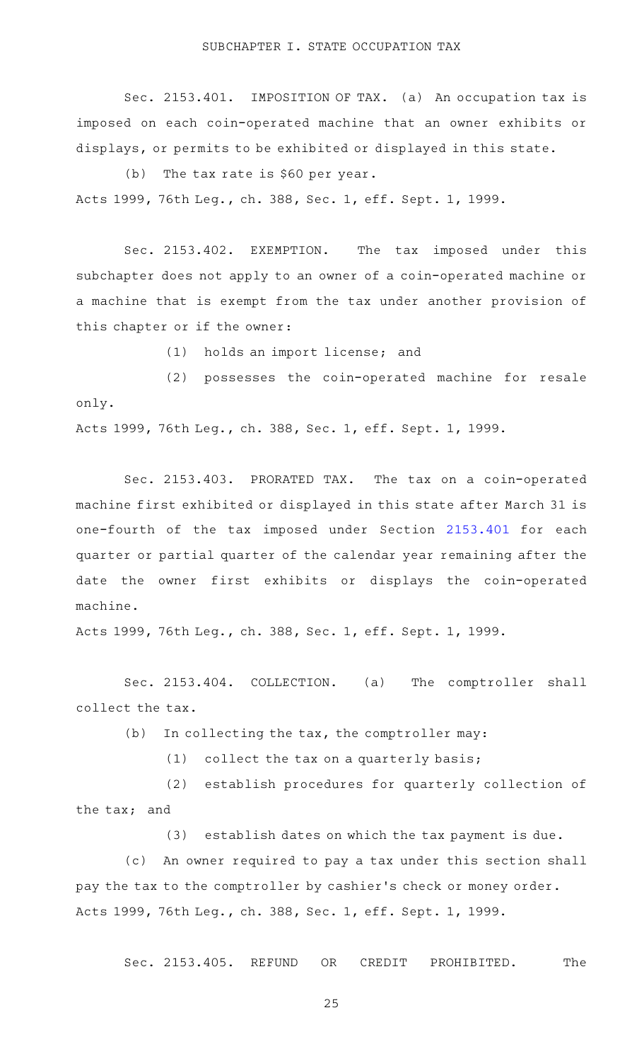SUBCHAPTER I. STATE OCCUPATION TAX

Sec. 2153.401. IMPOSITION OF TAX. (a) An occupation tax is imposed on each coin-operated machine that an owner exhibits or displays, or permits to be exhibited or displayed in this state.

(b) The tax rate is $60 per year.

Acts 1999, 76th Leg., ch. 388, Sec. 1, eff. Sept. 1, 1999.

Sec. 2153.402. EXEMPTION. The tax imposed under this subchapter does not apply to an owner of a coin-operated machine or a machine that is exempt from the tax under another provision of this chapter or if the owner:

(1) holds an import license; and

(2) possesses the coin-operated machine for resale only.

Acts 1999, 76th Leg., ch. 388, Sec. 1, eff. Sept. 1, 1999.

Sec. 2153.403. PRORATED TAX. The tax on a coin-operated machine first exhibited or displayed in this state after March 31 is one-fourth of the tax imposed under Section 2153.401 for each quarter or partial quarter of the calendar year remaining after the date the owner first exhibits or displays the coin-operated machine.

Acts 1999, 76th Leg., ch. 388, Sec. 1, eff. Sept. 1, 1999.

Sec. 2153.404. COLLECTION. (a) The comptroller shall collect the tax.

(b) In collecting the tax, the comptroller may:

(1) collect the tax on a quarterly basis;

(2) establish procedures for quarterly collection of the tax; and

(3) establish dates on which the tax payment is due.

(c) An owner required to pay a tax under this section shall pay the tax to the comptroller by cashier's check or money order.

Acts 1999, 76th Leg., ch. 388, Sec. 1, eff. Sept. 1, 1999.

Sec. 2153.405. REFUND OR CREDIT PROHIBITED. The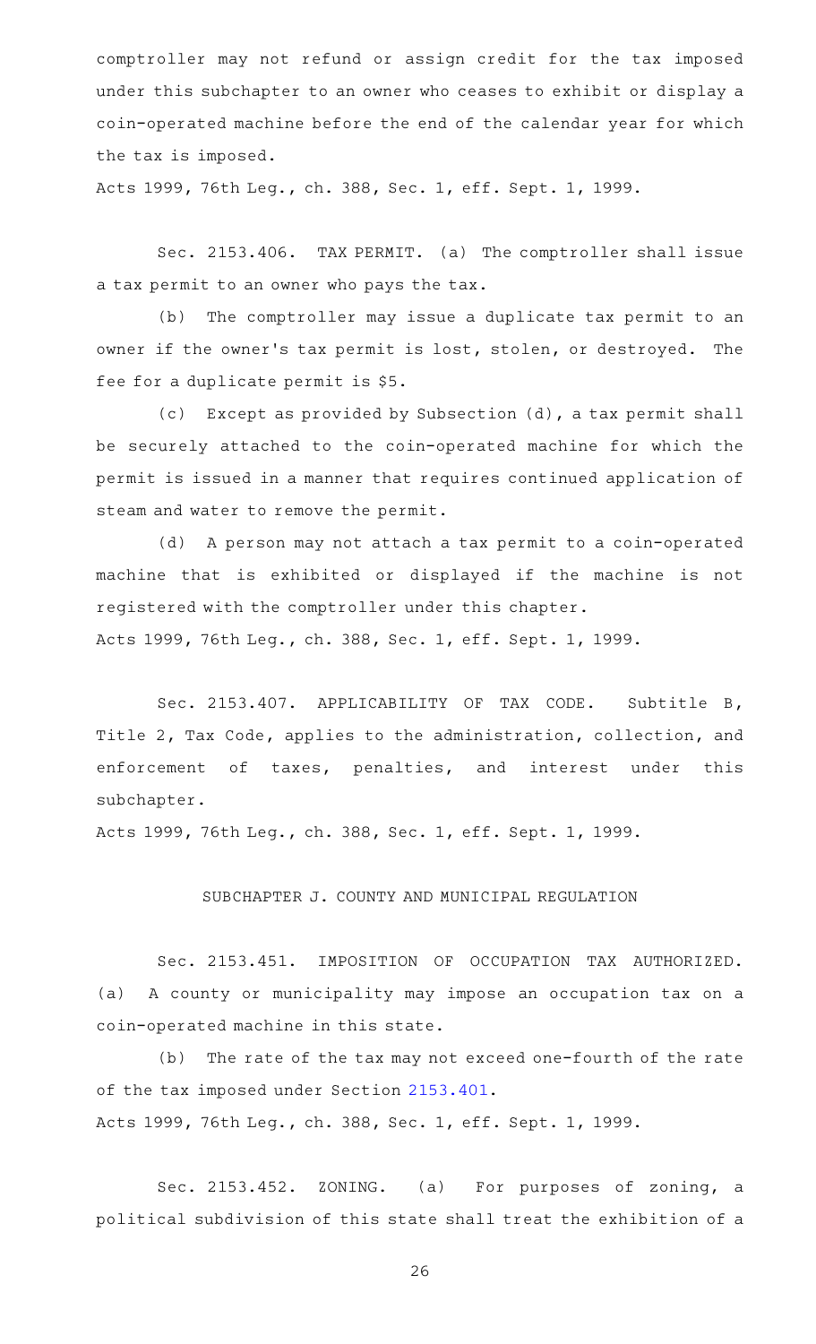comptroller may not refund or assign credit for the tax imposed under this subchapter to an owner who ceases to exhibit or display a coin-operated machine before the end of the calendar year for which the tax is imposed.

Acts 1999, 76th Leg., ch. 388, Sec. 1, eff. Sept. 1, 1999.

Sec. 2153.406. TAX PERMIT. (a) The comptroller shall issue a tax permit to an owner who pays the tax.

(b) The comptroller may issue a duplicate tax permit to an owner if the owner's tax permit is lost, stolen, or destroyed. The fee for a duplicate permit is $5.

(c) Except as provided by Subsection (d), a tax permit shall be securely attached to the coin-operated machine for which the permit is issued in a manner that requires continued application of steam and water to remove the permit.

(d) A person may not attach a tax permit to a coin-operated machine that is exhibited or displayed if the machine is not registered with the comptroller under this chapter.

Acts 1999, 76th Leg., ch. 388, Sec. 1, eff. Sept. 1, 1999.

Sec. 2153.407. APPLICABILITY OF TAX CODE. Subtitle B, Title 2, Tax Code, applies to the administration, collection, and enforcement of taxes, penalties, and interest under this subchapter.

Acts 1999, 76th Leg., ch. 388, Sec. 1, eff. Sept. 1, 1999.

## SUBCHAPTER J. COUNTY AND MUNICIPAL REGULATION

Sec. 2153.451. IMPOSITION OF OCCUPATION TAX AUTHORIZED. (a) A county or municipality may impose an occupation tax on a coin-operated machine in this state.

(b) The rate of the tax may not exceed one-fourth of the rate of the tax imposed under Section 2153.401.

Acts 1999, 76th Leg., ch. 388, Sec. 1, eff. Sept. 1, 1999.

Sec. 2153.452. ZONING. (a) For purposes of zoning, a political subdivision of this state shall treat the exhibition of a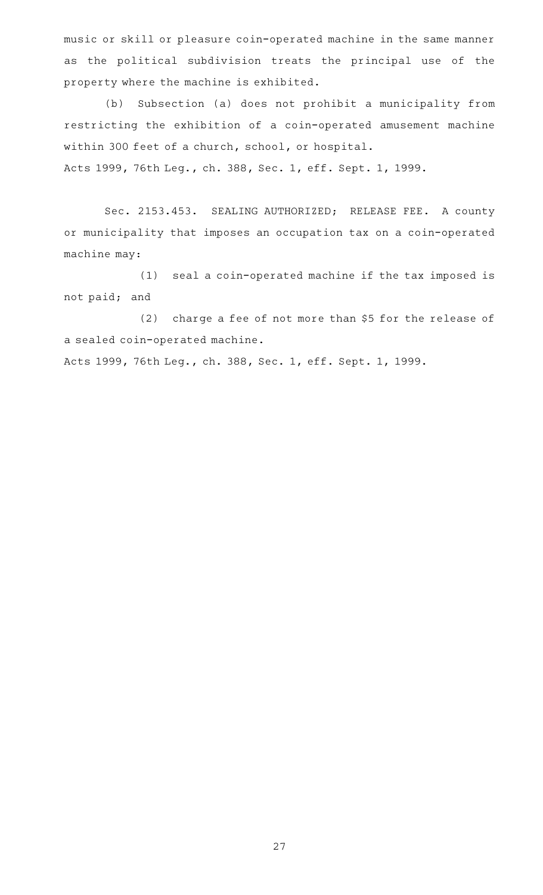music or skill or pleasure coin-operated machine in the same manner as the political subdivision treats the principal use of the property where the machine is exhibited.

(b) Subsection (a) does not prohibit a municipality from restricting the exhibition of a coin-operated amusement machine within 300 feet of a church, school, or hospital.

Acts 1999, 76th Leg., ch. 388, Sec. 1, eff. Sept. 1, 1999.

Sec. 2153.453. SEALING AUTHORIZED; RELEASE FEE. A county or municipality that imposes an occupation tax on a coin-operated machine may:

(1) seal a coin-operated machine if the tax imposed is not paid; and

(2) charge a fee of not more than $5 for the release of a sealed coin-operated machine.

Acts 1999, 76th Leg., ch. 388, Sec. 1, eff. Sept. 1, 1999.